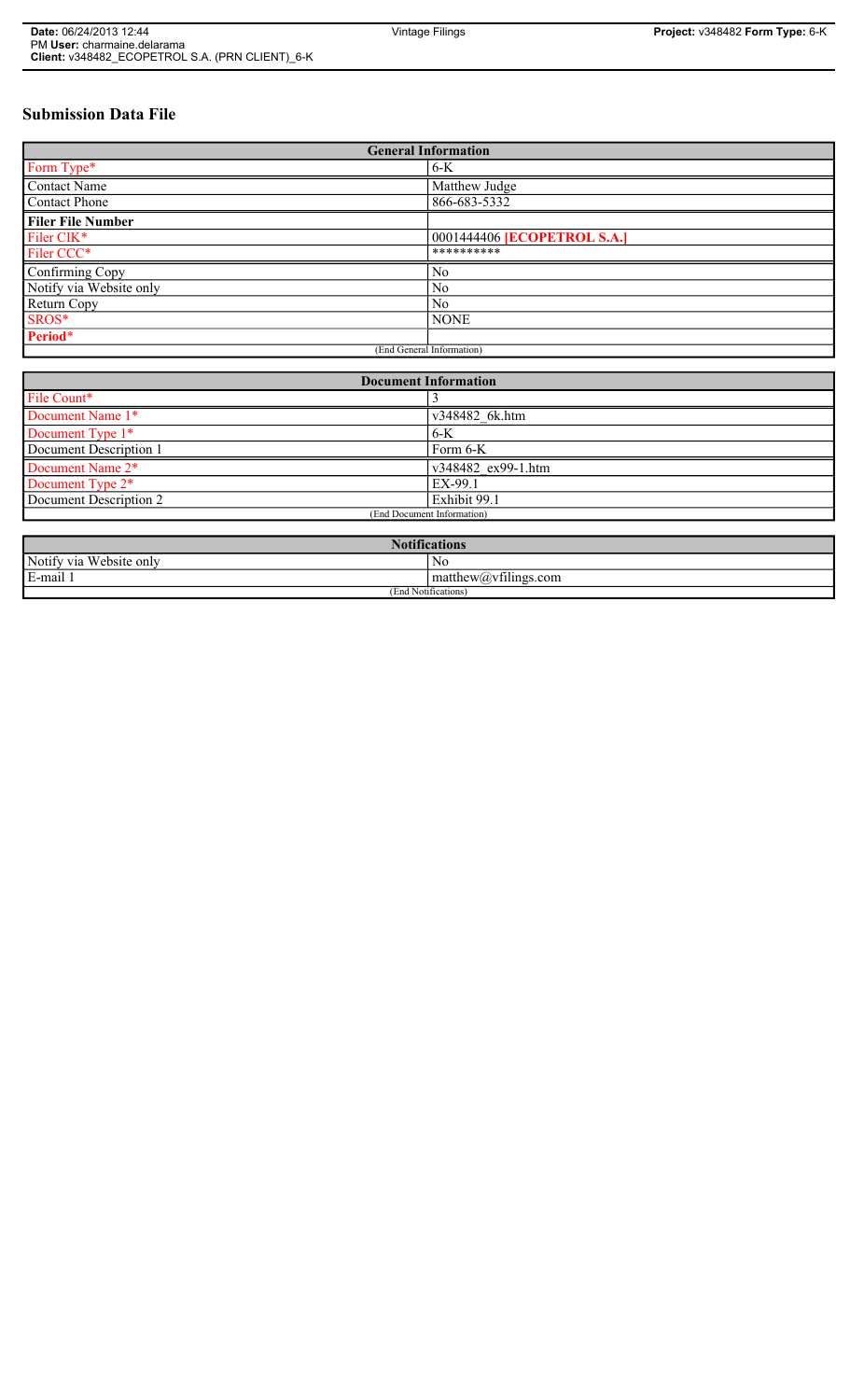# Submission Data File

| General Information | |
|---|---|
| Form Type* | 6-K |
| Contact Name | Matthew Judge |
| Contact Phone | 866-683-5332 |
| **Filer File Number** | |
| Filer CIK* | 0001444406 **[ECOPETROL S.A.]** |
| Filer CCC* | ********** |
| Confirming Copy | No |
| Notify via Website only | No |
| Return Copy | No |
| SROS* | NONE |
| **Period*** | |
| (End General Information) | |

| Document Information | |
|---|---|
| File Count* | 3 |
| Document Name 1* | v348482_6k.htm |
| Document Type 1* | 6-K |
| Document Description 1 | Form 6-K |
| Document Name 2* | v348482_ex99-1.htm |
| Document Type 2* | EX-99.1 |
| Document Description 2 | Exhibit 99.1 |
| (End Document Information) | |

| Notifications | |
|---|---|
| Notify via Website only | No |
| E-mail 1 | matthew@vfilings.com |
| (End Notifications) | |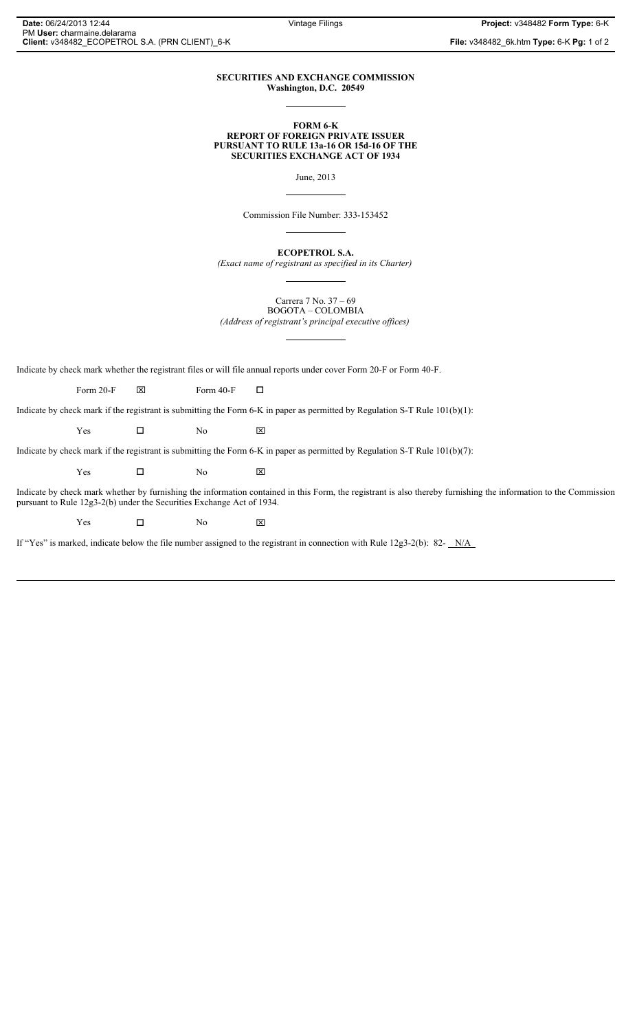**SECURITIES AND EXCHANGE COMMISSION**
**Washington, D.C. 20549**

**FORM 6-K**
**REPORT OF FOREIGN PRIVATE ISSUER**
**PURSUANT TO RULE 13a-16 OR 15d-16 OF THE**
**SECURITIES EXCHANGE ACT OF 1934**

June, 2013

Commission File Number: 333-153452

**ECOPETROL S.A.**

*(Exact name of registrant as specified in its Charter)*

Carrera 7 No. 37 – 69
BOGOTA – COLOMBIA
*(Address of registrant's principal executive offices)*

Indicate by check mark whether the registrant files or will file annual reports under cover Form 20-F or Form 40-F.

Form 20-F ☒ Form 40-F ☐

Indicate by check mark if the registrant is submitting the Form 6-K in paper as permitted by Regulation S-T Rule 101(b)(1):

Yes ☐ No ☒

Indicate by check mark if the registrant is submitting the Form 6-K in paper as permitted by Regulation S-T Rule 101(b)(7):

Yes ☐ No ☒

Indicate by check mark whether by furnishing the information contained in this Form, the registrant is also thereby furnishing the information to the Commission pursuant to Rule 12g3-2(b) under the Securities Exchange Act of 1934.

Yes ☐ No ☒

If "Yes" is marked, indicate below the file number assigned to the registrant in connection with Rule 12g3-2(b): 82- N/A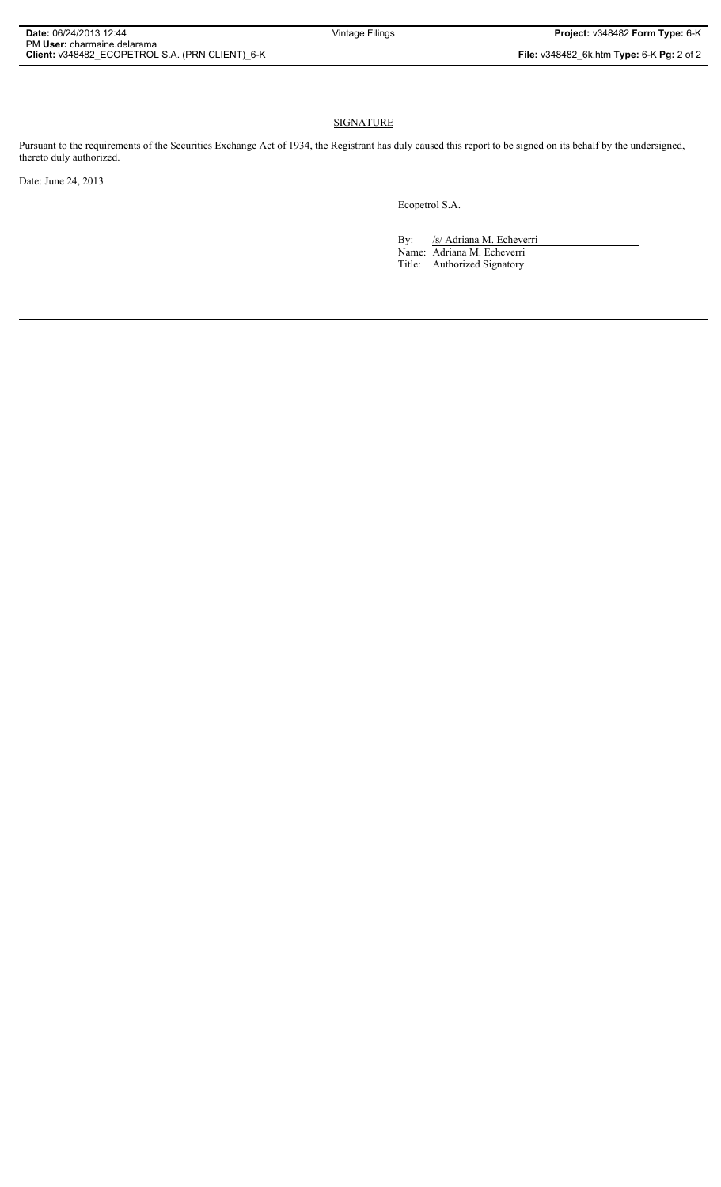## SIGNATURE

Pursuant to the requirements of the Securities Exchange Act of 1934, the Registrant has duly caused this report to be signed on its behalf by the undersigned, thereto duly authorized.

Date: June 24, 2013

Ecopetrol S.A.

By: /s/ Adriana M. Echeverri

Name: Adriana M. Echeverri

Title: Authorized Signatory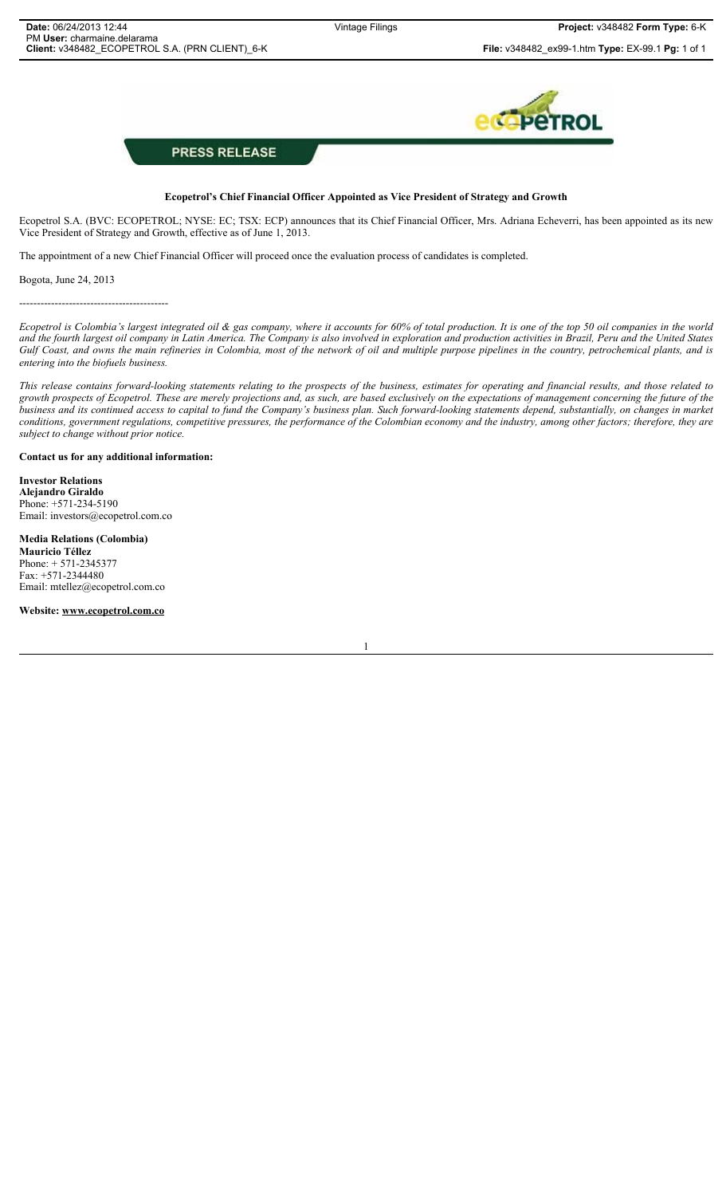**PRESS RELEASE**

**Ecopetrol's Chief Financial Officer Appointed as Vice President of Strategy and Growth**

Ecopetrol S.A. (BVC: ECOPETROL; NYSE: EC; TSX: ECP) announces that its Chief Financial Officer, Mrs. Adriana Echeverri, has been appointed as its new Vice President of Strategy and Growth, effective as of June 1, 2013.

The appointment of a new Chief Financial Officer will proceed once the evaluation process of candidates is completed.

Bogota, June 24, 2013

-----------------------------------------

*Ecopetrol is Colombia's largest integrated oil & gas company, where it accounts for 60% of total production. It is one of the top 50 oil companies in the world and the fourth largest oil company in Latin America. The Company is also involved in exploration and production activities in Brazil, Peru and the United States Gulf Coast, and owns the main refineries in Colombia, most of the network of oil and multiple purpose pipelines in the country, petrochemical plants, and is entering into the biofuels business.*

*This release contains forward-looking statements relating to the prospects of the business, estimates for operating and financial results, and those related to growth prospects of Ecopetrol. These are merely projections and, as such, are based exclusively on the expectations of management concerning the future of the business and its continued access to capital to fund the Company's business plan. Such forward-looking statements depend, substantially, on changes in market conditions, government regulations, competitive pressures, the performance of the Colombian economy and the industry, among other factors; therefore, they are subject to change without prior notice.*

**Contact us for any additional information:**

**Investor Relations**
**Alejandro Giraldo**
Phone: +571-234-5190
Email: investors@ecopetrol.com.co

**Media Relations (Colombia)**
**Mauricio Téllez**
Phone: + 571-2345377
Fax: +571-2344480
Email: mtellez@ecopetrol.com.co

**Website: www.ecopetrol.com.co**